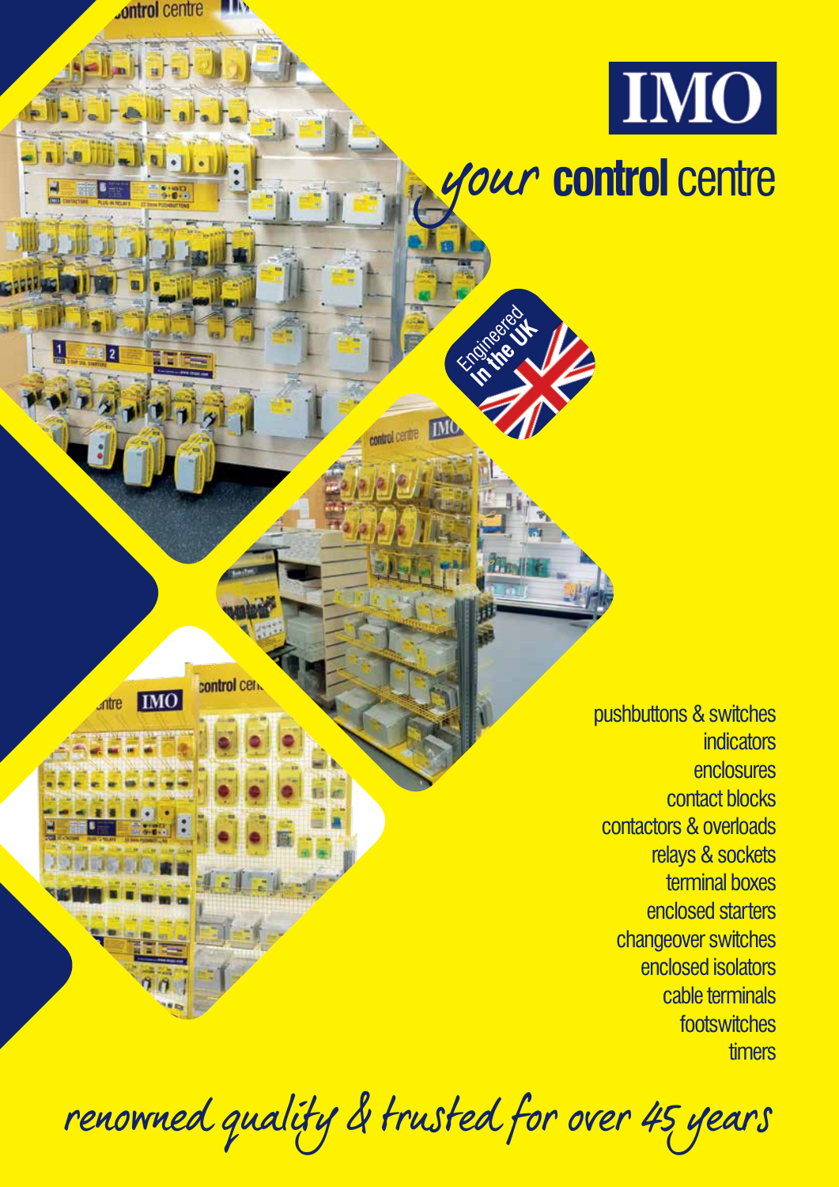# IMO

## *your* **control** centre

Engineered **in the UK**

- pushbuttons & switches
- indicators
- enclosures
- contact blocks
- contactors & overloads
- relays & sockets
- terminal boxes
- enclosed starters
- changeover switches
- enclosed isolators
- cable terminals
- footswitches
- timers

*renowned quality & trusted for over 45 years*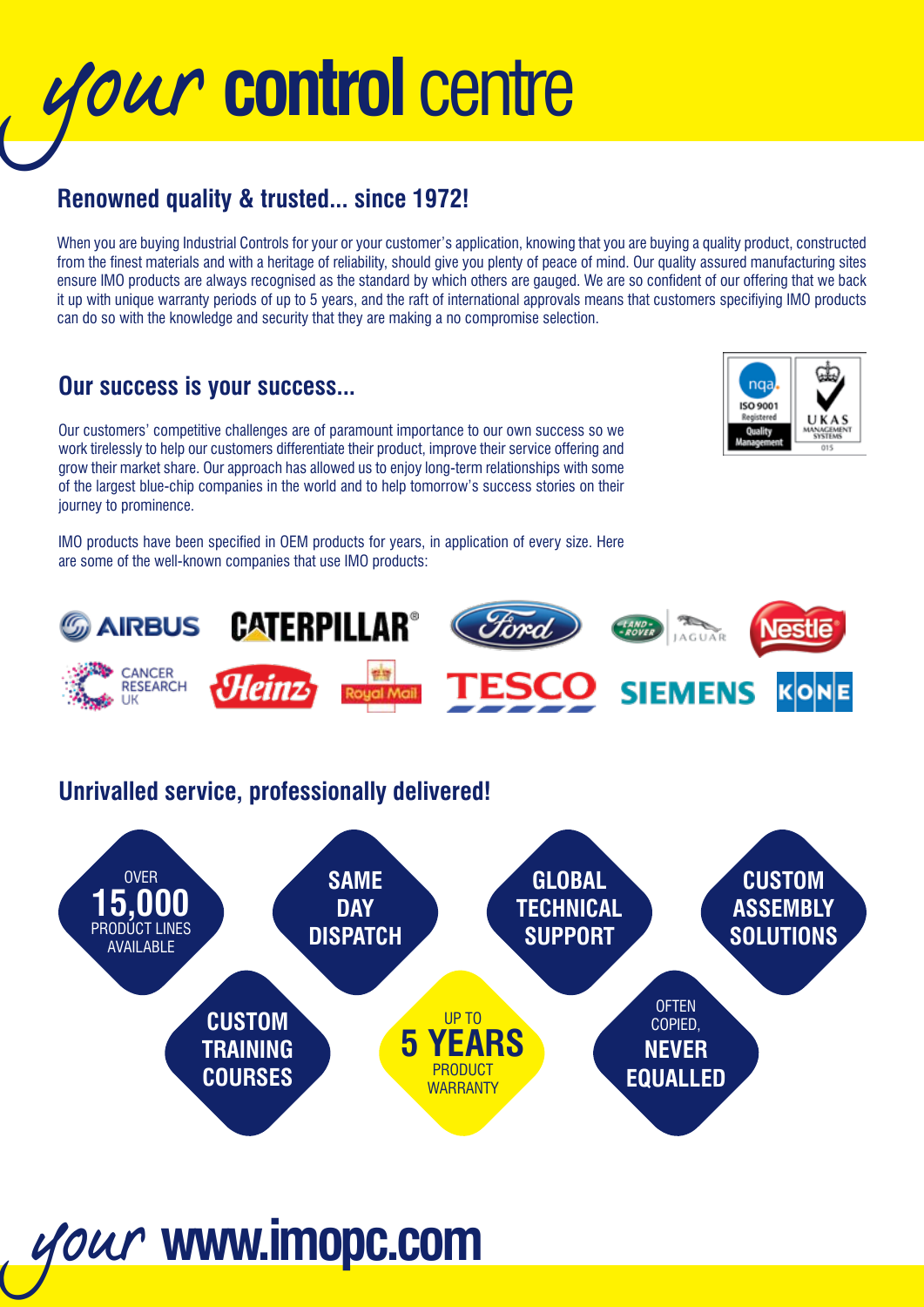# *your* **control** centre

## Renowned quality & trusted... since 1972!

When you are buying Industrial Controls for your or your customer's application, knowing that you are buying a quality product, constructed from the finest materials and with a heritage of reliability, should give you plenty of peace of mind. Our quality assured manufacturing sites ensure IMO products are always recognised as the standard by which others are gauged. We are so confident of our offering that we back it up with unique warranty periods of up to 5 years, and the raft of international approvals means that customers specifiying IMO products can do so with the knowledge and security that they are making a no compromise selection.

## Our success is your success...

nqa. ISO 9001 Registered Quality Management — UKAS MANAGEMENT SYSTEMS 015

Our customers' competitive challenges are of paramount importance to our own success so we work tirelessly to help our customers differentiate their product, improve their service offering and grow their market share. Our approach has allowed us to enjoy long-term relationships with some of the largest blue-chip companies in the world and to help tomorrow's success stories on their journey to prominence.

IMO products have been specified in OEM products for years, in application of every size. Here are some of the well-known companies that use IMO products:

AIRBUS, CATERPILLAR®, Ford, Land Rover, Jaguar, Nestlé, Cancer Research UK, Heinz, Royal Mail, TESCO, SIEMENS, KONE

## Unrivalled service, professionally delivered!

- OVER **15,000** PRODUCT LINES AVAILABLE
- **SAME DAY DISPATCH**
- **GLOBAL TECHNICAL SUPPORT**
- **CUSTOM ASSEMBLY SOLUTIONS**
- **CUSTOM TRAINING COURSES**
- UP TO **5 YEARS** PRODUCT WARRANTY
- OFTEN COPIED, **NEVER EQUALLED**

*your* **www.imopc.com**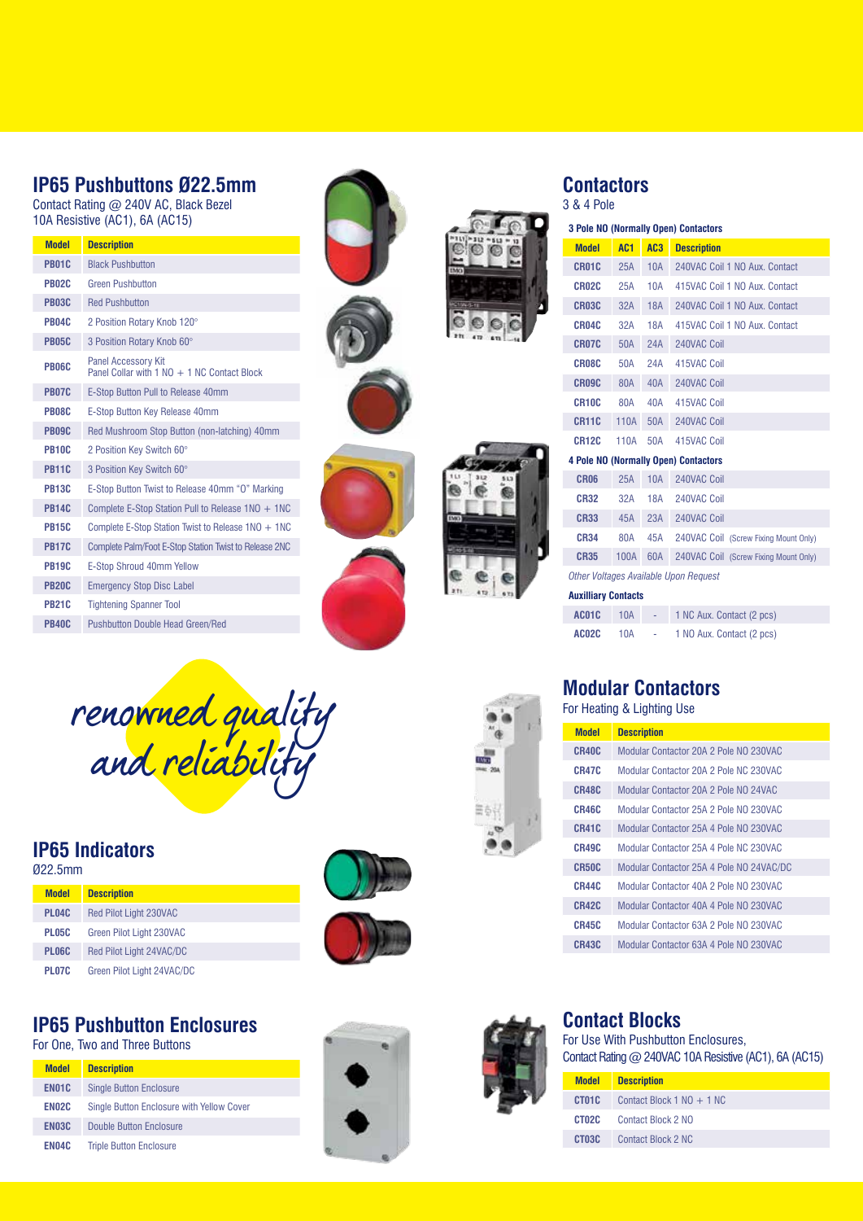## IP65 Pushbuttons Ø22.5mm

Contact Rating @ 240V AC, Black Bezel
10A Resistive (AC1), 6A (AC15)

| Model | Description |
|---|---|
| PB01C | Black Pushbutton |
| PB02C | Green Pushbutton |
| PB03C | Red Pushbutton |
| PB04C | 2 Position Rotary Knob 120° |
| PB05C | 3 Position Rotary Knob 60° |
| PB06C | Panel Accessory Kit<br>Panel Collar with 1 NO + 1 NC Contact Block |
| PB07C | E-Stop Button Pull to Release 40mm |
| PB08C | E-Stop Button Key Release 40mm |
| PB09C | Red Mushroom Stop Button (non-latching) 40mm |
| PB10C | 2 Position Key Switch 60° |
| PB11C | 3 Position Key Switch 60° |
| PB13C | E-Stop Button Twist to Release 40mm "O" Marking |
| PB14C | Complete E-Stop Station Pull to Release 1NO + 1NC |
| PB15C | Complete E-Stop Station Twist to Release 1NO + 1NC |
| PB17C | Complete Palm/Foot E-Stop Station Twist to Release 2NC |
| PB19C | E-Stop Shroud 40mm Yellow |
| PB20C | Emergency Stop Disc Label |
| PB21C | Tightening Spanner Tool |
| PB40C | Pushbutton Double Head Green/Red |

## Contactors

3 & 4 Pole

| Model | AC1 | AC3 | Description |
|---|---|---|---|
| **3 Pole NO (Normally Open) Contactors** | | | |
| CR01C | 25A | 10A | 240VAC Coil 1 NO Aux. Contact |
| CR02C | 25A | 10A | 415VAC Coil 1 NO Aux. Contact |
| CR03C | 32A | 18A | 240VAC Coil 1 NO Aux. Contact |
| CR04C | 32A | 18A | 415VAC Coil 1 NO Aux. Contact |
| CR07C | 50A | 24A | 240VAC Coil |
| CR08C | 50A | 24A | 415VAC Coil |
| CR09C | 80A | 40A | 240VAC Coil |
| CR10C | 80A | 40A | 415VAC Coil |
| CR11C | 110A | 50A | 240VAC Coil |
| CR12C | 110A | 50A | 415VAC Coil |
| **4 Pole NO (Normally Open) Contactors** | | | |
| CR06 | 25A | 10A | 240VAC Coil |
| CR32 | 32A | 18A | 240VAC Coil |
| CR33 | 45A | 23A | 240VAC Coil |
| CR34 | 80A | 45A | 240VAC Coil (Screw Fixing Mount Only) |
| CR35 | 100A | 60A | 240VAC Coil (Screw Fixing Mount Only) |

*Other Voltages Available Upon Request*

**Auxilliary Contacts**

| Model | AC1 | AC3 | Description |
|---|---|---|---|
| AC01C | 10A | - | 1 NC Aux. Contact (2 pcs) |
| AC02C | 10A | - | 1 NO Aux. Contact (2 pcs) |

*renowned quality and reliability*

## Modular Contactors

For Heating & Lighting Use

| Model | Description |
|---|---|
| CR40C | Modular Contactor 20A 2 Pole NO 230VAC |
| CR47C | Modular Contactor 20A 2 Pole NC 230VAC |
| CR48C | Modular Contactor 20A 2 Pole NO 24VAC |
| CR46C | Modular Contactor 25A 2 Pole NO 230VAC |
| CR41C | Modular Contactor 25A 4 Pole NO 230VAC |
| CR49C | Modular Contactor 25A 4 Pole NC 230VAC |
| CR50C | Modular Contactor 25A 4 Pole NO 24VAC/DC |
| CR44C | Modular Contactor 40A 2 Pole NO 230VAC |
| CR42C | Modular Contactor 40A 4 Pole NO 230VAC |
| CR45C | Modular Contactor 63A 2 Pole NO 230VAC |
| CR43C | Modular Contactor 63A 4 Pole NO 230VAC |

## IP65 Indicators

Ø22.5mm

| Model | Description |
|---|---|
| PL04C | Red Pilot Light 230VAC |
| PL05C | Green Pilot Light 230VAC |
| PL06C | Red Pilot Light 24VAC/DC |
| PL07C | Green Pilot Light 24VAC/DC |

## IP65 Pushbutton Enclosures

For One, Two and Three Buttons

| Model | Description |
|---|---|
| EN01C | Single Button Enclosure |
| EN02C | Single Button Enclosure with Yellow Cover |
| EN03C | Double Button Enclosure |
| EN04C | Triple Button Enclosure |

## Contact Blocks

For Use With Pushbutton Enclosures,
Contact Rating @ 240VAC 10A Resistive (AC1), 6A (AC15)

| Model | Description |
|---|---|
| CT01C | Contact Block 1 NO + 1 NC |
| CT02C | Contact Block 2 NO |
| CT03C | Contact Block 2 NC |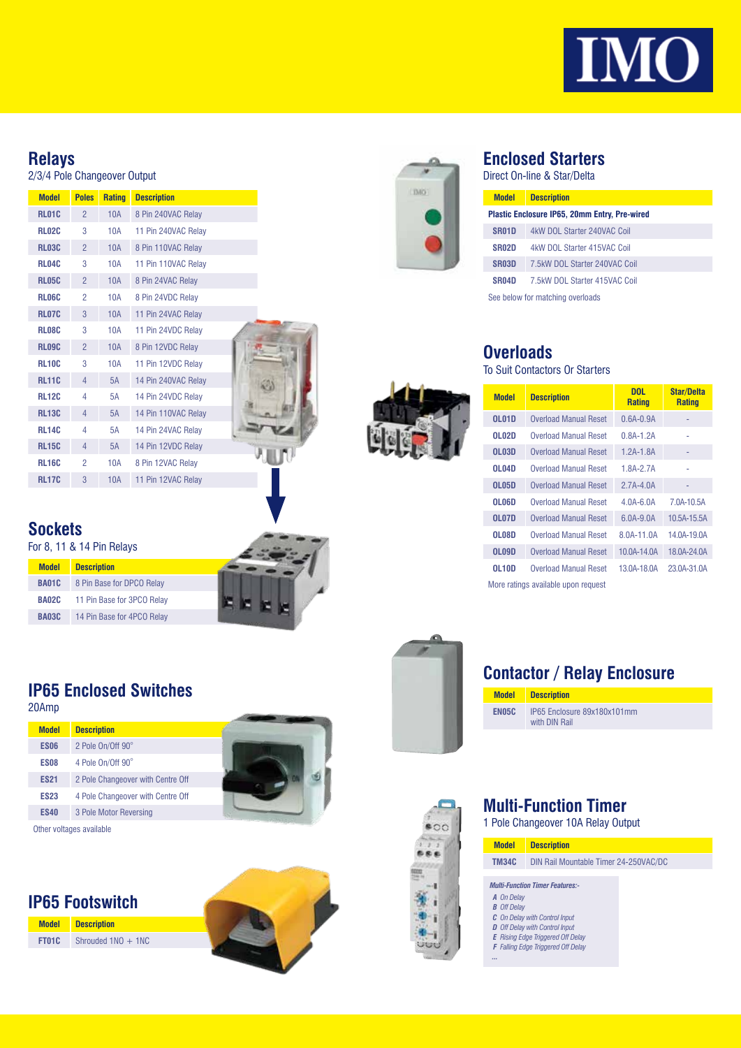# IMO

## Relays

2/3/4 Pole Changeover Output

| Model | Poles | Rating | Description |
|---|---|---|---|
| RL01C | 2 | 10A | 8 Pin 240VAC Relay |
| RL02C | 3 | 10A | 11 Pin 240VAC Relay |
| RL03C | 2 | 10A | 8 Pin 110VAC Relay |
| RL04C | 3 | 10A | 11 Pin 110VAC Relay |
| RL05C | 2 | 10A | 8 Pin 24VAC Relay |
| RL06C | 2 | 10A | 8 Pin 24VDC Relay |
| RL07C | 3 | 10A | 11 Pin 24VAC Relay |
| RL08C | 3 | 10A | 11 Pin 24VDC Relay |
| RL09C | 2 | 10A | 8 Pin 12VDC Relay |
| RL10C | 3 | 10A | 11 Pin 12VDC Relay |
| RL11C | 4 | 5A | 14 Pin 240VAC Relay |
| RL12C | 4 | 5A | 14 Pin 24VDC Relay |
| RL13C | 4 | 5A | 14 Pin 110VAC Relay |
| RL14C | 4 | 5A | 14 Pin 24VAC Relay |
| RL15C | 4 | 5A | 14 Pin 12VDC Relay |
| RL16C | 2 | 10A | 8 Pin 12VAC Relay |
| RL17C | 3 | 10A | 11 Pin 12VAC Relay |

## Sockets

For 8, 11 & 14 Pin Relays

| Model | Description |
|---|---|
| BA01C | 8 Pin Base for DPCO Relay |
| BA02C | 11 Pin Base for 3PCO Relay |
| BA03C | 14 Pin Base for 4PCO Relay |

## IP65 Enclosed Switches

20Amp

| Model | Description |
|---|---|
| ES06 | 2 Pole On/Off 90° |
| ES08 | 4 Pole On/Off 90° |
| ES21 | 2 Pole Changeover with Centre Off |
| ES23 | 4 Pole Changeover with Centre Off |
| ES40 | 3 Pole Motor Reversing |

Other voltages available

## IP65 Footswitch

| Model | Description |
|---|---|
| FT01C | Shrouded 1NO + 1NC |

## Enclosed Starters

Direct On-line & Star/Delta

| Model | Description |
|---|---|
| Plastic Enclosure IP65, 20mm Entry, Pre-wired | |
| SR01D | 4kW DOL Starter 240VAC Coil |
| SR02D | 4kW DOL Starter 415VAC Coil |
| SR03D | 7.5kW DOL Starter 240VAC Coil |
| SR04D | 7.5kW DOL Starter 415VAC Coil |

See below for matching overloads

## Overloads

To Suit Contactors Or Starters

| Model | Description | DOL Rating | Star/Delta Rating |
|---|---|---|---|
| OL01D | Overload Manual Reset | 0.6A-0.9A | - |
| OL02D | Overload Manual Reset | 0.8A-1.2A | - |
| OL03D | Overload Manual Reset | 1.2A-1.8A | - |
| OL04D | Overload Manual Reset | 1.8A-2.7A | - |
| OL05D | Overload Manual Reset | 2.7A-4.0A | - |
| OL06D | Overload Manual Reset | 4.0A-6.0A | 7.0A-10.5A |
| OL07D | Overload Manual Reset | 6.0A-9.0A | 10.5A-15.5A |
| OL08D | Overload Manual Reset | 8.0A-11.0A | 14.0A-19.0A |
| OL09D | Overload Manual Reset | 10.0A-14.0A | 18.0A-24.0A |
| OL10D | Overload Manual Reset | 13.0A-18.0A | 23.0A-31.0A |

More ratings available upon request

## Contactor / Relay Enclosure

| Model | Description |
|---|---|
| EN05C | IP65 Enclosure 89x180x101mm with DIN Rail |

## Multi-Function Timer

1 Pole Changeover 10A Relay Output

| Model | Description |
|---|---|
| TM34C | DIN Rail Mountable Timer 24-250VAC/DC |

***Multi-Function Timer Features:-***

- ***A*** *On Delay*
- ***B*** *Off Delay*
- ***C*** *On Delay with Control Input*
- ***D*** *Off Delay with Control Input*
- ***E*** *Rising Edge Triggered Off Delay*
- ***F*** *Falling Edge Triggered Off Delay*
- *...*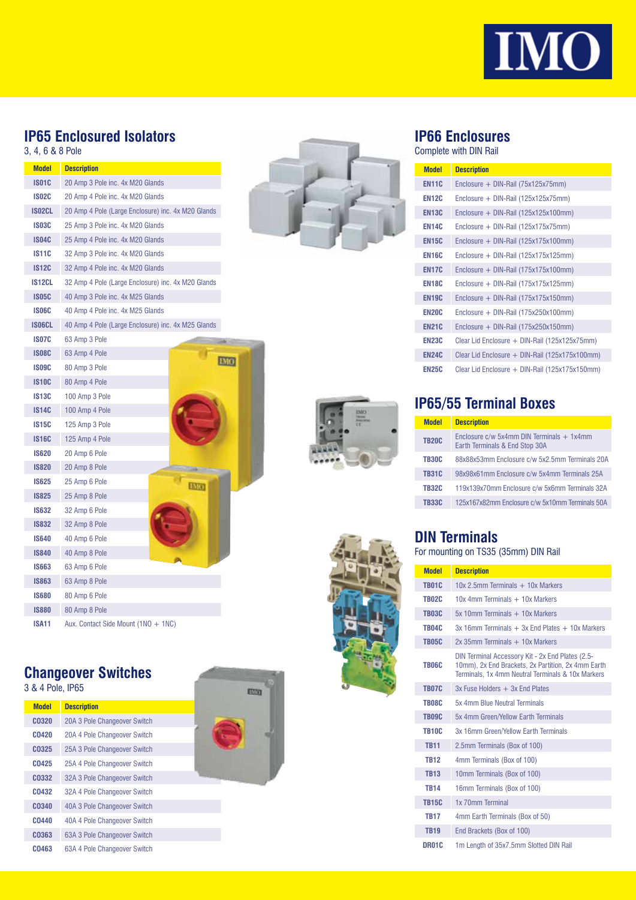# IMO

## IP65 Enclosured Isolators

3, 4, 6 & 8 Pole

| Model | Description |
|---|---|
| IS01C | 20 Amp 3 Pole inc. 4x M20 Glands |
| IS02C | 20 Amp 4 Pole inc. 4x M20 Glands |
| IS02CL | 20 Amp 4 Pole (Large Enclosure) inc. 4x M20 Glands |
| IS03C | 25 Amp 3 Pole inc. 4x M20 Glands |
| IS04C | 25 Amp 4 Pole inc. 4x M20 Glands |
| IS11C | 32 Amp 3 Pole inc. 4x M20 Glands |
| IS12C | 32 Amp 4 Pole inc. 4x M20 Glands |
| IS12CL | 32 Amp 4 Pole (Large Enclosure) inc. 4x M20 Glands |
| IS05C | 40 Amp 3 Pole inc. 4x M25 Glands |
| IS06C | 40 Amp 4 Pole inc. 4x M25 Glands |
| IS06CL | 40 Amp 4 Pole (Large Enclosure) inc. 4x M25 Glands |
| IS07C | 63 Amp 3 Pole |
| IS08C | 63 Amp 4 Pole |
| IS09C | 80 Amp 3 Pole |
| IS10C | 80 Amp 4 Pole |
| IS13C | 100 Amp 3 Pole |
| IS14C | 100 Amp 4 Pole |
| IS15C | 125 Amp 3 Pole |
| IS16C | 125 Amp 4 Pole |
| IS620 | 20 Amp 6 Pole |
| IS820 | 20 Amp 8 Pole |
| IS625 | 25 Amp 6 Pole |
| IS825 | 25 Amp 8 Pole |
| IS632 | 32 Amp 6 Pole |
| IS832 | 32 Amp 8 Pole |
| IS640 | 40 Amp 6 Pole |
| IS840 | 40 Amp 8 Pole |
| IS663 | 63 Amp 6 Pole |
| IS863 | 63 Amp 8 Pole |
| IS680 | 80 Amp 6 Pole |
| IS880 | 80 Amp 8 Pole |
| ISA11 | Aux. Contact Side Mount (1NO + 1NC) |

## Changeover Switches

3 & 4 Pole, IP65

| Model | Description |
|---|---|
| CO320 | 20A 3 Pole Changeover Switch |
| CO420 | 20A 4 Pole Changeover Switch |
| CO325 | 25A 3 Pole Changeover Switch |
| CO425 | 25A 4 Pole Changeover Switch |
| CO332 | 32A 3 Pole Changeover Switch |
| CO432 | 32A 4 Pole Changeover Switch |
| CO340 | 40A 3 Pole Changeover Switch |
| CO440 | 40A 4 Pole Changeover Switch |
| CO363 | 63A 3 Pole Changeover Switch |
| CO463 | 63A 4 Pole Changeover Switch |

## IP66 Enclosures

Complete with DIN Rail

| Model | Description |
|---|---|
| EN11C | Enclosure + DIN-Rail (75x125x75mm) |
| EN12C | Enclosure + DIN-Rail (125x125x75mm) |
| EN13C | Enclosure + DIN-Rail (125x125x100mm) |
| EN14C | Enclosure + DIN-Rail (125x175x75mm) |
| EN15C | Enclosure + DIN-Rail (125x175x100mm) |
| EN16C | Enclosure + DIN-Rail (125x175x125mm) |
| EN17C | Enclosure + DIN-Rail (175x175x100mm) |
| EN18C | Enclosure + DIN-Rail (175x175x125mm) |
| EN19C | Enclosure + DIN-Rail (175x175x150mm) |
| EN20C | Enclosure + DIN-Rail (175x250x100mm) |
| EN21C | Enclosure + DIN-Rail (175x250x150mm) |
| EN23C | Clear Lid Enclosure + DIN-Rail (125x125x75mm) |
| EN24C | Clear Lid Enclosure + DIN-Rail (125x175x100mm) |
| EN25C | Clear Lid Enclosure + DIN-Rail (125x175x150mm) |

## IP65/55 Terminal Boxes

| Model | Description |
|---|---|
| TB20C | Enclosure c/w 5x4mm DIN Terminals + 1x4mm Earth Terminals & End Stop 30A |
| TB30C | 88x88x53mm Enclosure c/w 5x2.5mm Terminals 20A |
| TB31C | 98x98x61mm Enclosure c/w 5x4mm Terminals 25A |
| TB32C | 119x139x70mm Enclosure c/w 5x6mm Terminals 32A |
| TB33C | 125x167x82mm Enclosure c/w 5x10mm Terminals 50A |

## DIN Terminals

For mounting on TS35 (35mm) DIN Rail

| Model | Description |
|---|---|
| TB01C | 10x 2.5mm Terminals + 10x Markers |
| TB02C | 10x 4mm Terminals + 10x Markers |
| TB03C | 5x 10mm Terminals + 10x Markers |
| TB04C | 3x 16mm Terminals + 3x End Plates + 10x Markers |
| TB05C | 2x 35mm Terminals + 10x Markers |
| TB06C | DIN Terminal Accessory Kit - 2x End Plates (2.5-10mm), 2x End Brackets, 2x Partition, 2x 4mm Earth Terminals, 1x 4mm Neutral Terminals & 10x Markers |
| TB07C | 3x Fuse Holders + 3x End Plates |
| TB08C | 5x 4mm Blue Neutral Terminals |
| TB09C | 5x 4mm Green/Yellow Earth Terminals |
| TB10C | 3x 16mm Green/Yellow Earth Terminals |
| TB11 | 2.5mm Terminals (Box of 100) |
| TB12 | 4mm Terminals (Box of 100) |
| TB13 | 10mm Terminals (Box of 100) |
| TB14 | 16mm Terminals (Box of 100) |
| TB15C | 1x 70mm Terminal |
| TB17 | 4mm Earth Terminals (Box of 50) |
| TB19 | End Brackets (Box of 100) |
| DR01C | 1m Length of 35x7.5mm Slotted DIN Rail |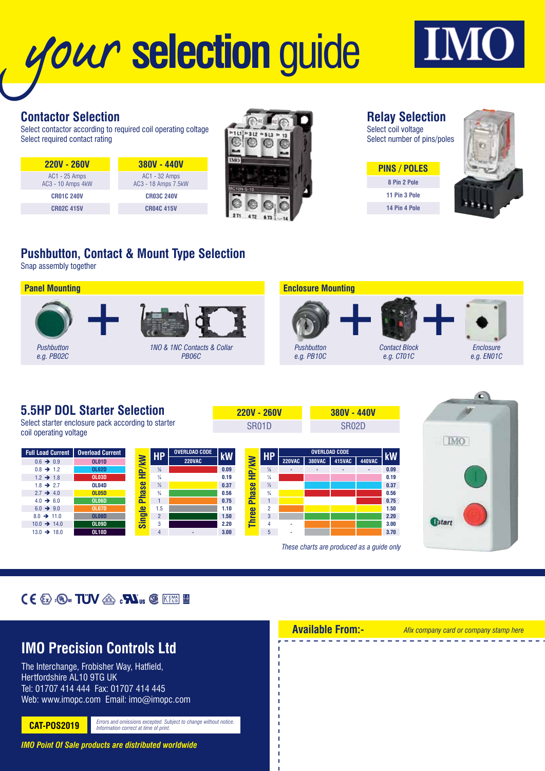# *your* selection guide

IMO

## Contactor Selection

Select contactor according to required coil operating coltage
Select required contact rating

| 220V - 260V | 380V - 440V |
|---|---|
| AC1 - 25 Amps<br>AC3 - 10 Amps 4kW | AC1 - 32 Amps<br>AC3 - 18 Amps 7.5kW |
| CR01C 240V | CR03C 240V |
| CR02C 415V | CR04C 415V |

## Relay Selection

Select coil voltage
Select number of pins/poles

| PINS / POLES |
|---|
| 8 Pin 2 Pole |
| 11 Pin 3 Pole |
| 14 Pin 4 Pole |

## Pushbutton, Contact & Mount Type Selection

Snap assembly together

### Panel Mounting

*Pushbutton e.g. PB02C* + *1NO & 1NC Contacts & Collar PB06C*

### Enclosure Mounting

*Pushbutton e.g. PB10C* + *Contact Block e.g. CT01C* + *Enclosure e.g. EN01C*

## 5.5HP DOL Starter Selection

Select starter enclosure pack according to starter coil operating voltage

| 220V - 260V | 380V - 440V |
|---|---|
| SR01D | SR02D |

| Full Load Current | Overload Current |
|---|---|
| 0.6 → 0.9 | OL01D |
| 0.8 → 1.2 | OL02D |
| 1.2 → 1.8 | OL03D |
| 1.8 → 2.7 | OL04D |
| 2.7 → 4.0 | OL05D |
| 4.0 → 6.0 | OL06D |
| 6.0 → 9.0 | OL07D |
| 8.0 → 11.0 | OL08D |
| 10.0 → 14.0 | OL09D |
| 13.0 → 18.0 | OL10D |

**Single Phase HP/kW**

| HP | OVERLOAD CODE 220VAC | kW |
|---|---|---|
| ⅛ | | 0.09 |
| ¼ | | 0.19 |
| ½ | | 0.37 |
| ¾ | | 0.56 |
| 1 | | 0.75 |
| 1.5 | | 1.10 |
| 2 | | 1.50 |
| 3 | | 2.20 |
| 4 | - | 3.00 |

**Three Phase HP/kW**

| HP | OVERLOAD CODE 220VAC | 380VAC | 415VAC | 440VAC | kW |
|---|---|---|---|---|---|
| ⅛ | - | - | - | - | 0.09 |
| ¼ | | | | | 0.19 |
| ½ | | | | | 0.37 |
| ¾ | | | | | 0.56 |
| 1 | | | | | 0.75 |
| 2 | | | | | 1.50 |
| 3 | | | | | 2.20 |
| 4 | - | | | | 3.00 |
| 5 | - | | | | 3.70 |

*These charts are produced as a guide only*

## IMO Precision Controls Ltd

The Interchange, Frobisher Way, Hatfield,
Hertfordshire AL10 9TG UK
Tel: 01707 414 444 Fax: 01707 414 445
Web: www.imopc.com Email: imo@imopc.com

**CAT-POS2019**

*Errors and omissions excepted. Subject to change without notice. Information correct at time of print.*

***IMO Point Of Sale products are distributed worldwide***

**Available From:-** *Afix company card or company stamp here*